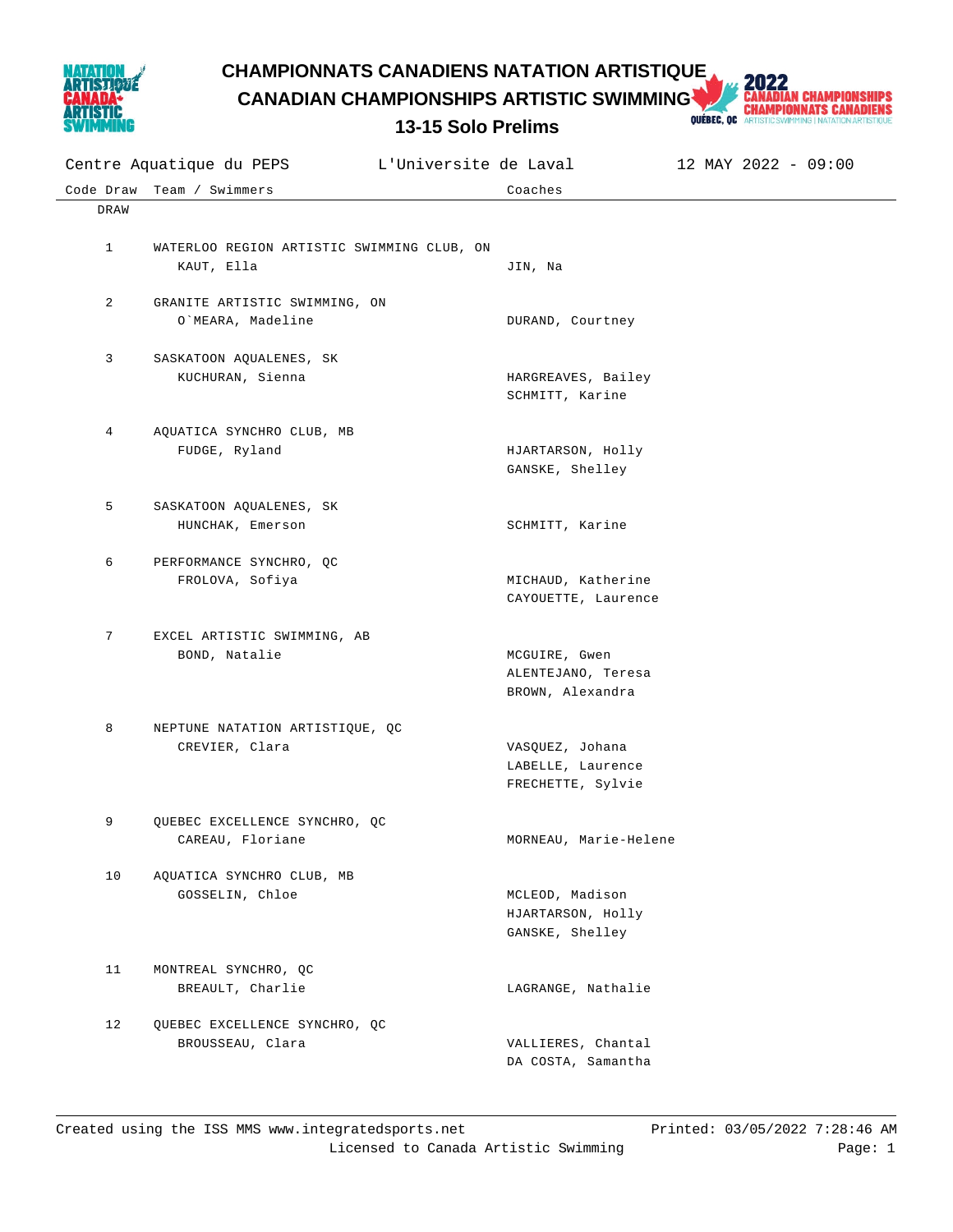# CHAMPIONNATS CANADIENS NATATION ARTISTIQUE
# CANADIAN CHAMPIONSHIPS ARTISTIC SWIMMING
## 13-15 Solo Prelims

Centre Aquatique du PEPS — L'Universite de Laval — 12 MAY 2022 - 09:00

| Code Draw | Team / Swimmers | Coaches |
|---|---|---|
| DRAW | | |
| 1 | WATERLOO REGION ARTISTIC SWIMMING CLUB, ON | |
| | KAUT, Ella | JIN, Na |
| 2 | GRANITE ARTISTIC SWIMMING, ON | |
| | O`MEARA, Madeline | DURAND, Courtney |
| 3 | SASKATOON AQUALENES, SK | |
| | KUCHURAN, Sienna | HARGREAVES, Bailey<br>SCHMITT, Karine |
| 4 | AQUATICA SYNCHRO CLUB, MB | |
| | FUDGE, Ryland | HJARTARSON, Holly<br>GANSKE, Shelley |
| 5 | SASKATOON AQUALENES, SK | |
| | HUNCHAK, Emerson | SCHMITT, Karine |
| 6 | PERFORMANCE SYNCHRO, QC | |
| | FROLOVA, Sofiya | MICHAUD, Katherine<br>CAYOUETTE, Laurence |
| 7 | EXCEL ARTISTIC SWIMMING, AB | |
| | BOND, Natalie | MCGUIRE, Gwen<br>ALENTEJANO, Teresa<br>BROWN, Alexandra |
| 8 | NEPTUNE NATATION ARTISTIQUE, QC | |
| | CREVIER, Clara | VASQUEZ, Johana<br>LABELLE, Laurence<br>FRECHETTE, Sylvie |
| 9 | QUEBEC EXCELLENCE SYNCHRO, QC | |
| | CAREAU, Floriane | MORNEAU, Marie-Helene |
| 10 | AQUATICA SYNCHRO CLUB, MB | |
| | GOSSELIN, Chloe | MCLEOD, Madison<br>HJARTARSON, Holly<br>GANSKE, Shelley |
| 11 | MONTREAL SYNCHRO, QC | |
| | BREAULT, Charlie | LAGRANGE, Nathalie |
| 12 | QUEBEC EXCELLENCE SYNCHRO, QC | |
| | BROUSSEAU, Clara | VALLIERES, Chantal<br>DA COSTA, Samantha |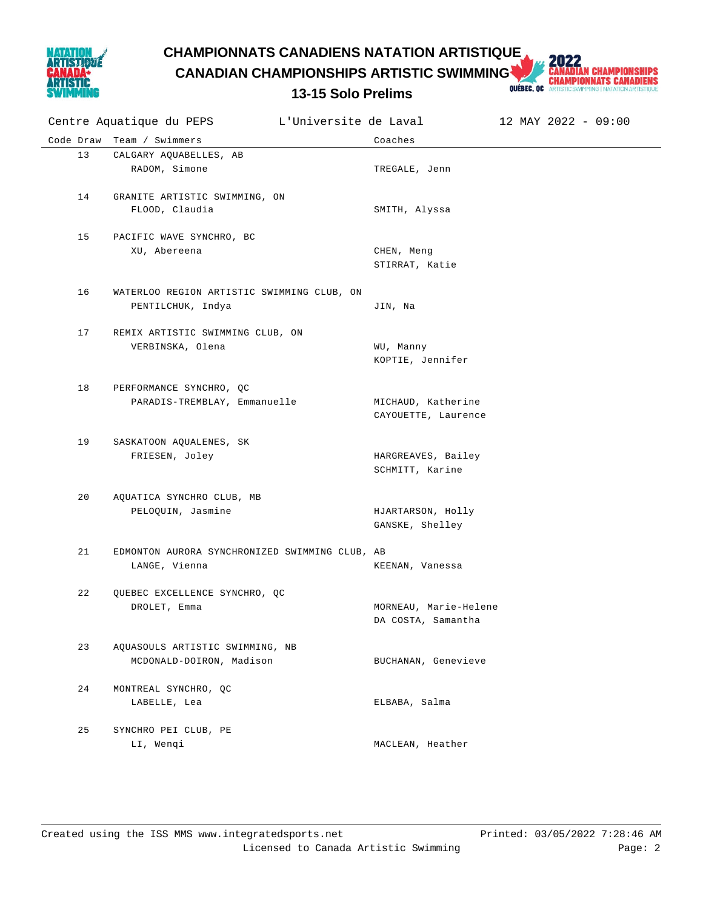# CHAMPIONNATS CANADIENS NATATION ARTISTIQUE
# CANADIAN CHAMPIONSHIPS ARTISTIC SWIMMING
## 13-15 Solo Prelims

Centre Aquatique du PEPS    L'Universite de Laval    12 MAY 2022 - 09:00

| Code | Draw | Team / Swimmers | Coaches |
|---|---|---|---|
| | 13 | CALGARY AQUABELLES, AB | |
| | | RADOM, Simone | TREGALE, Jenn |
| | 14 | GRANITE ARTISTIC SWIMMING, ON | |
| | | FLOOD, Claudia | SMITH, Alyssa |
| | 15 | PACIFIC WAVE SYNCHRO, BC | |
| | | XU, Abereena | CHEN, Meng |
| | | | STIRRAT, Katie |
| | 16 | WATERLOO REGION ARTISTIC SWIMMING CLUB, ON | |
| | | PENTILCHUK, Indya | JIN, Na |
| | 17 | REMIX ARTISTIC SWIMMING CLUB, ON | |
| | | VERBINSKA, Olena | WU, Manny |
| | | | KOPTIE, Jennifer |
| | 18 | PERFORMANCE SYNCHRO, QC | |
| | | PARADIS-TREMBLAY, Emmanuelle | MICHAUD, Katherine |
| | | | CAYOUETTE, Laurence |
| | 19 | SASKATOON AQUALENES, SK | |
| | | FRIESEN, Joley | HARGREAVES, Bailey |
| | | | SCHMITT, Karine |
| | 20 | AQUATICA SYNCHRO CLUB, MB | |
| | | PELOQUIN, Jasmine | HJARTARSON, Holly |
| | | | GANSKE, Shelley |
| | 21 | EDMONTON AURORA SYNCHRONIZED SWIMMING CLUB, AB | |
| | | LANGE, Vienna | KEENAN, Vanessa |
| | 22 | QUEBEC EXCELLENCE SYNCHRO, QC | |
| | | DROLET, Emma | MORNEAU, Marie-Helene |
| | | | DA COSTA, Samantha |
| | 23 | AQUASOULS ARTISTIC SWIMMING, NB | |
| | | MCDONALD-DOIRON, Madison | BUCHANAN, Genevieve |
| | 24 | MONTREAL SYNCHRO, QC | |
| | | LABELLE, Lea | ELBABA, Salma |
| | 25 | SYNCHRO PEI CLUB, PE | |
| | | LI, Wenqi | MACLEAN, Heather |

Created using the ISS MMS www.integratedsports.net    Printed: 03/05/2022 7:28:46 AM
Licensed to Canada Artistic Swimming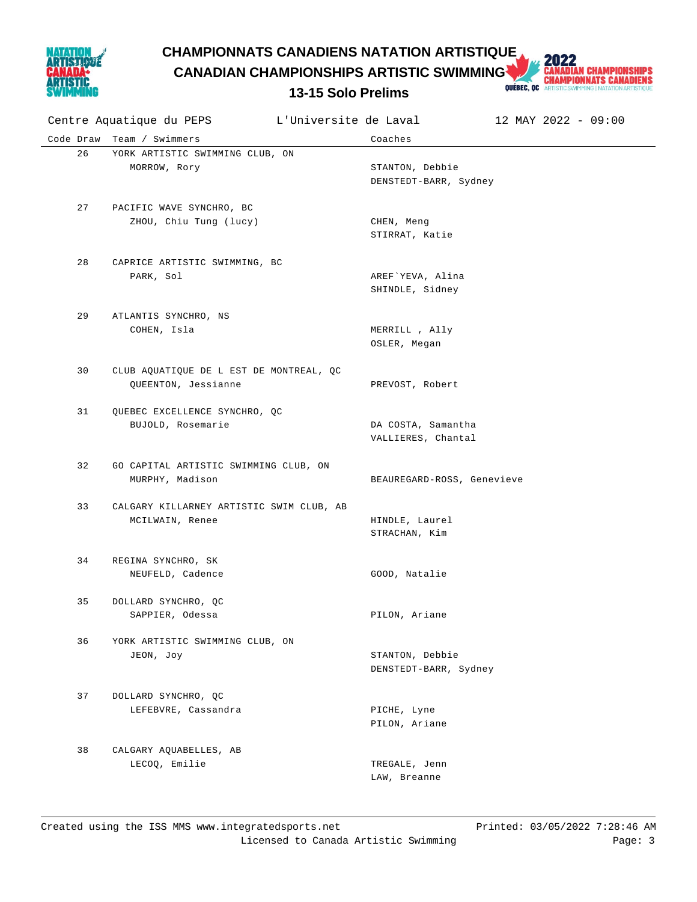# CHAMPIONNATS CANADIENS NATATION ARTISTIQUE
# CANADIAN CHAMPIONSHIPS ARTISTIC SWIMMING
## 13-15 Solo Prelims

Centre Aquatique du PEPS — L'Universite de Laval — 12 MAY 2022 - 09:00

| Code | Draw | Team / Swimmers | Coaches |
|---|---|---|---|
| | 26 | YORK ARTISTIC SWIMMING CLUB, ON<br>MORROW, Rory | STANTON, Debbie<br>DENSTEDT-BARR, Sydney |
| | 27 | PACIFIC WAVE SYNCHRO, BC<br>ZHOU, Chiu Tung (lucy) | CHEN, Meng<br>STIRRAT, Katie |
| | 28 | CAPRICE ARTISTIC SWIMMING, BC<br>PARK, Sol | AREF`YEVA, Alina<br>SHINDLE, Sidney |
| | 29 | ATLANTIS SYNCHRO, NS<br>COHEN, Isla | MERRILL , Ally<br>OSLER, Megan |
| | 30 | CLUB AQUATIQUE DE L EST DE MONTREAL, QC<br>QUEENTON, Jessianne | PREVOST, Robert |
| | 31 | QUEBEC EXCELLENCE SYNCHRO, QC<br>BUJOLD, Rosemarie | DA COSTA, Samantha<br>VALLIERES, Chantal |
| | 32 | GO CAPITAL ARTISTIC SWIMMING CLUB, ON<br>MURPHY, Madison | BEAUREGARD-ROSS, Genevieve |
| | 33 | CALGARY KILLARNEY ARTISTIC SWIM CLUB, AB<br>MCILWAIN, Renee | HINDLE, Laurel<br>STRACHAN, Kim |
| | 34 | REGINA SYNCHRO, SK<br>NEUFELD, Cadence | GOOD, Natalie |
| | 35 | DOLLARD SYNCHRO, QC<br>SAPPIER, Odessa | PILON, Ariane |
| | 36 | YORK ARTISTIC SWIMMING CLUB, ON<br>JEON, Joy | STANTON, Debbie<br>DENSTEDT-BARR, Sydney |
| | 37 | DOLLARD SYNCHRO, QC<br>LEFEBVRE, Cassandra | PICHE, Lyne<br>PILON, Ariane |
| | 38 | CALGARY AQUABELLES, AB<br>LECOQ, Emilie | TREGALE, Jenn<br>LAW, Breanne |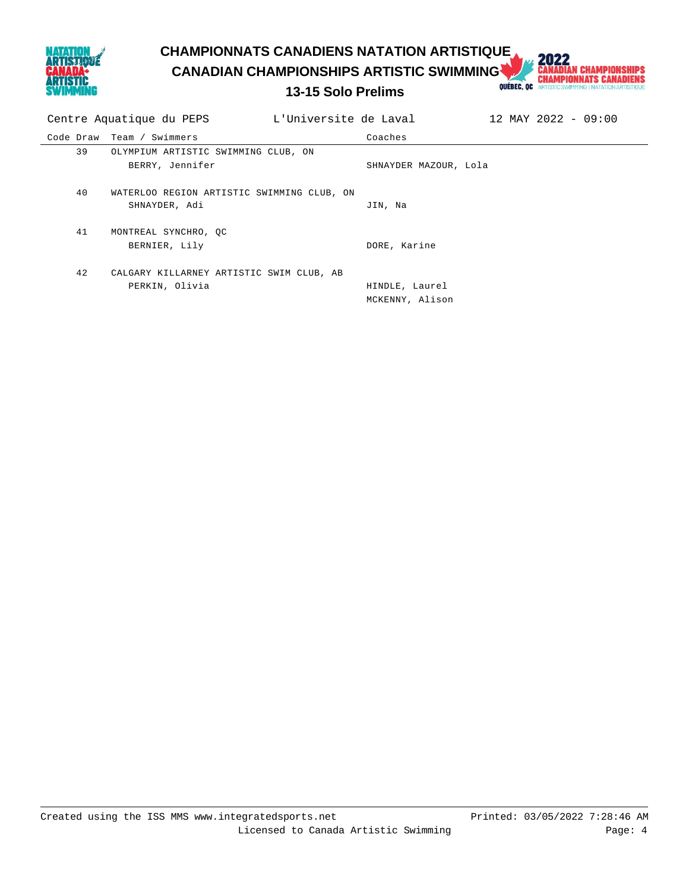# CHAMPIONNATS CANADIENS NATATION ARTISTIQUE
# CANADIAN CHAMPIONSHIPS ARTISTIC SWIMMING
## 13-15 Solo Prelims

Centre Aquatique du PEPS | L'Universite de Laval | 12 MAY 2022 - 09:00

| Code | Draw | Team / Swimmers | Coaches |
|---|---|---|---|
| | 39 | OLYMPIUM ARTISTIC SWIMMING CLUB, ON | |
| | | BERRY, Jennifer | SHNAYDER MAZOUR, Lola |
| | 40 | WATERLOO REGION ARTISTIC SWIMMING CLUB, ON | |
| | | SHNAYDER, Adi | JIN, Na |
| | 41 | MONTREAL SYNCHRO, QC | |
| | | BERNIER, Lily | DORE, Karine |
| | 42 | CALGARY KILLARNEY ARTISTIC SWIM CLUB, AB | |
| | | PERKIN, Olivia | HINDLE, Laurel |
| | | | MCKENNY, Alison |

Created using the ISS MMS www.integratedsports.net — Printed: 03/05/2022 7:28:46 AM

Licensed to Canada Artistic Swimming